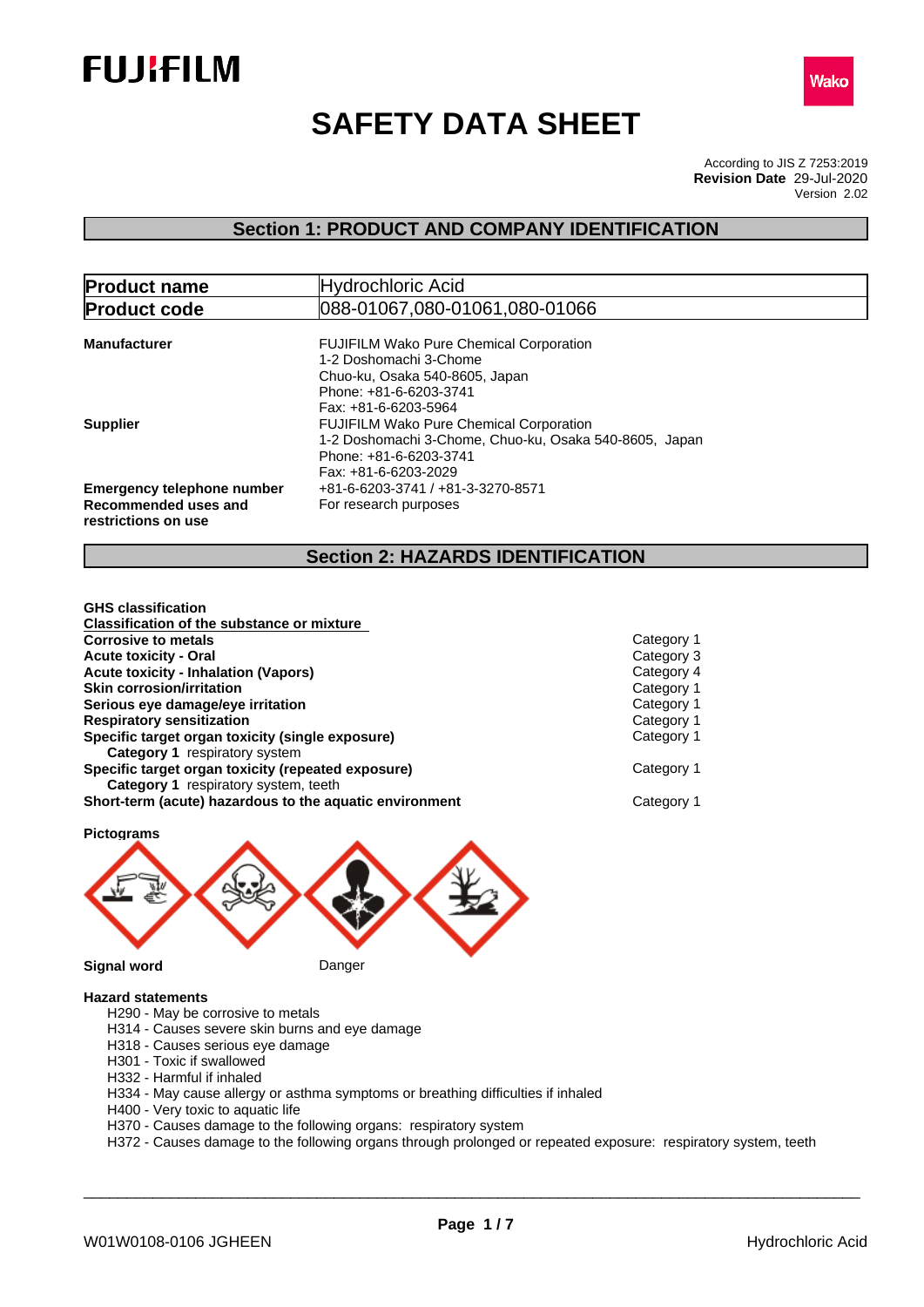FUJIFILM

Wako

# SAFETY DATA SHEET

According to JIS Z 7253:2019
**Revision Date** 29-Jul-2020
Version 2.02

## Section 1: PRODUCT AND COMPANY IDENTIFICATION

| **Product name** | Hydrochloric Acid |
|---|---|
| **Product code** | 088-01067,080-01061,080-01066 |

**Manufacturer**
FUJIFILM Wako Pure Chemical Corporation
1-2 Doshomachi 3-Chome
Chuo-ku, Osaka 540-8605, Japan
Phone: +81-6-6203-3741
Fax: +81-6-6203-5964

**Supplier**
FUJIFILM Wako Pure Chemical Corporation
1-2 Doshomachi 3-Chome, Chuo-ku, Osaka 540-8605, Japan
Phone: +81-6-6203-3741
Fax: +81-6-6203-2029

**Emergency telephone number** +81-6-6203-3741 / +81-3-3270-8571

**Recommended uses and restrictions on use** For research purposes

## Section 2: HAZARDS IDENTIFICATION

**GHS classification**

**Classification of the substance or mixture**

| | |
|---|---|
| **Corrosive to metals** | Category 1 |
| **Acute toxicity - Oral** | Category 3 |
| **Acute toxicity - Inhalation (Vapors)** | Category 4 |
| **Skin corrosion/irritation** | Category 1 |
| **Serious eye damage/eye irritation** | Category 1 |
| **Respiratory sensitization** | Category 1 |
| **Specific target organ toxicity (single exposure)** | Category 1 |
| **Category 1** respiratory system | |
| **Specific target organ toxicity (repeated exposure)** | Category 1 |
| **Category 1** respiratory system, teeth | |
| **Short-term (acute) hazardous to the aquatic environment** | Category 1 |

**Pictograms**

**Signal word** Danger

**Hazard statements**

- H290 - May be corrosive to metals
- H314 - Causes severe skin burns and eye damage
- H318 - Causes serious eye damage
- H301 - Toxic if swallowed
- H332 - Harmful if inhaled
- H334 - May cause allergy or asthma symptoms or breathing difficulties if inhaled
- H400 - Very toxic to aquatic life
- H370 - Causes damage to the following organs: respiratory system
- H372 - Causes damage to the following organs through prolonged or repeated exposure: respiratory system, teeth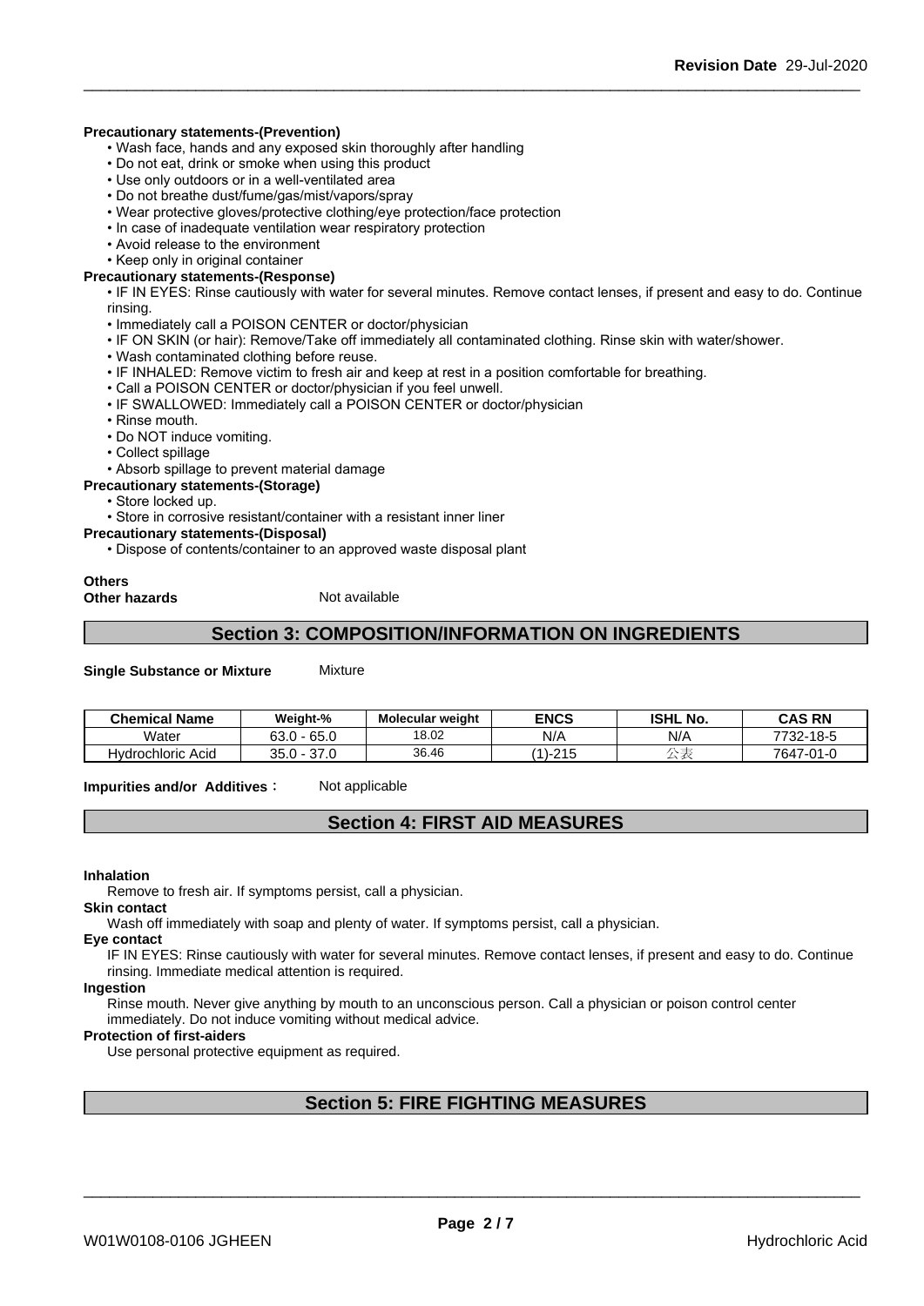**Precautionary statements-(Prevention)**

- Wash face, hands and any exposed skin thoroughly after handling
- Do not eat, drink or smoke when using this product
- Use only outdoors or in a well-ventilated area
- Do not breathe dust/fume/gas/mist/vapors/spray
- Wear protective gloves/protective clothing/eye protection/face protection
- In case of inadequate ventilation wear respiratory protection
- Avoid release to the environment
- Keep only in original container

**Precautionary statements-(Response)**

- IF IN EYES: Rinse cautiously with water for several minutes. Remove contact lenses, if present and easy to do. Continue rinsing.
- Immediately call a POISON CENTER or doctor/physician
- IF ON SKIN (or hair): Remove/Take off immediately all contaminated clothing. Rinse skin with water/shower.
- Wash contaminated clothing before reuse.
- IF INHALED: Remove victim to fresh air and keep at rest in a position comfortable for breathing.
- Call a POISON CENTER or doctor/physician if you feel unwell.
- IF SWALLOWED: Immediately call a POISON CENTER or doctor/physician
- Rinse mouth.
- Do NOT induce vomiting.
- Collect spillage
- Absorb spillage to prevent material damage

**Precautionary statements-(Storage)**

- Store locked up.
- Store in corrosive resistant/container with a resistant inner liner

**Precautionary statements-(Disposal)**

- Dispose of contents/container to an approved waste disposal plant

**Others**

**Other hazards** Not available

## Section 3: COMPOSITION/INFORMATION ON INGREDIENTS

**Single Substance or Mixture** Mixture

| Chemical Name | Weight-% | Molecular weight | ENCS | ISHL No. | CAS RN |
|---|---|---|---|---|---|
| Water | 63.0 - 65.0 | 18.02 | N/A | N/A | 7732-18-5 |
| Hydrochloric Acid | 35.0 - 37.0 | 36.46 | (1)-215 | 公表 | 7647-01-0 |

**Impurities and/or Additives**： Not applicable

## Section 4: FIRST AID MEASURES

**Inhalation**

Remove to fresh air. If symptoms persist, call a physician.

**Skin contact**

Wash off immediately with soap and plenty of water. If symptoms persist, call a physician.

**Eye contact**

IF IN EYES: Rinse cautiously with water for several minutes. Remove contact lenses, if present and easy to do. Continue rinsing. Immediate medical attention is required.

**Ingestion**

Rinse mouth. Never give anything by mouth to an unconscious person. Call a physician or poison control center immediately. Do not induce vomiting without medical advice.

**Protection of first-aiders**

Use personal protective equipment as required.

## Section 5: FIRE FIGHTING MEASURES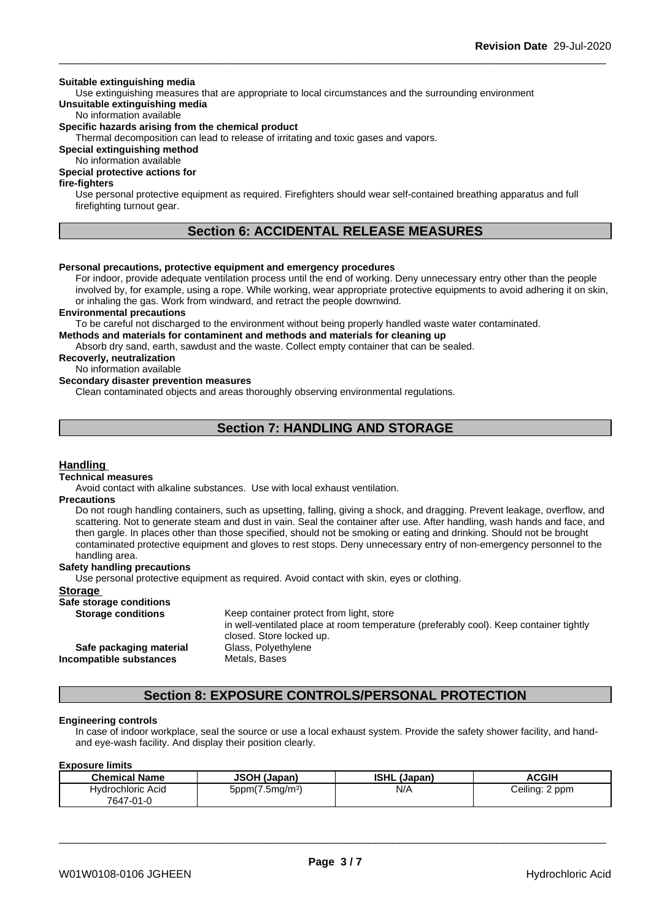**Suitable extinguishing media**

Use extinguishing measures that are appropriate to local circumstances and the surrounding environment

**Unsuitable extinguishing media**

No information available

**Specific hazards arising from the chemical product**

Thermal decomposition can lead to release of irritating and toxic gases and vapors.

**Special extinguishing method**

No information available

**Special protective actions for fire-fighters**

Use personal protective equipment as required. Firefighters should wear self-contained breathing apparatus and full firefighting turnout gear.

## Section 6: ACCIDENTAL RELEASE MEASURES

**Personal precautions, protective equipment and emergency procedures**

For indoor, provide adequate ventilation process until the end of working. Deny unnecessary entry other than the people involved by, for example, using a rope. While working, wear appropriate protective equipments to avoid adhering it on skin, or inhaling the gas. Work from windward, and retract the people downwind.

**Environmental precautions**

To be careful not discharged to the environment without being properly handled waste water contaminated.

**Methods and materials for contaminent and methods and materials for cleaning up**

Absorb dry sand, earth, sawdust and the waste. Collect empty container that can be sealed.

**Recoverly, neutralization**

No information available

**Secondary disaster prevention measures**

Clean contaminated objects and areas thoroughly observing environmental regulations.

## Section 7: HANDLING AND STORAGE

### Handling

**Technical measures**

Avoid contact with alkaline substances. Use with local exhaust ventilation.

**Precautions**

Do not rough handling containers, such as upsetting, falling, giving a shock, and dragging. Prevent leakage, overflow, and scattering. Not to generate steam and dust in vain. Seal the container after use. After handling, wash hands and face, and then gargle. In places other than those specified, should not be smoking or eating and drinking. Should not be brought contaminated protective equipment and gloves to rest stops. Deny unnecessary entry of non-emergency personnel to the handling area.

**Safety handling precautions**

Use personal protective equipment as required. Avoid contact with skin, eyes or clothing.

### Storage

**Safe storage conditions**

**Storage conditions** Keep container protect from light, store in well-ventilated place at room temperature (preferably cool). Keep container tightly closed. Store locked up.

**Safe packaging material** Glass, Polyethylene

**Incompatible substances** Metals, Bases

## Section 8: EXPOSURE CONTROLS/PERSONAL PROTECTION

**Engineering controls**

In case of indoor workplace, seal the source or use a local exhaust system. Provide the safety shower facility, and hand- and eye-wash facility. And display their position clearly.

**Exposure limits**

| Chemical Name | JSOH (Japan) | ISHL (Japan) | ACGIH |
|---|---|---|---|
| Hydrochloric Acid 7647-01-0 | 5ppm(7.5mg/m$^3$) | N/A | Ceiling: 2 ppm |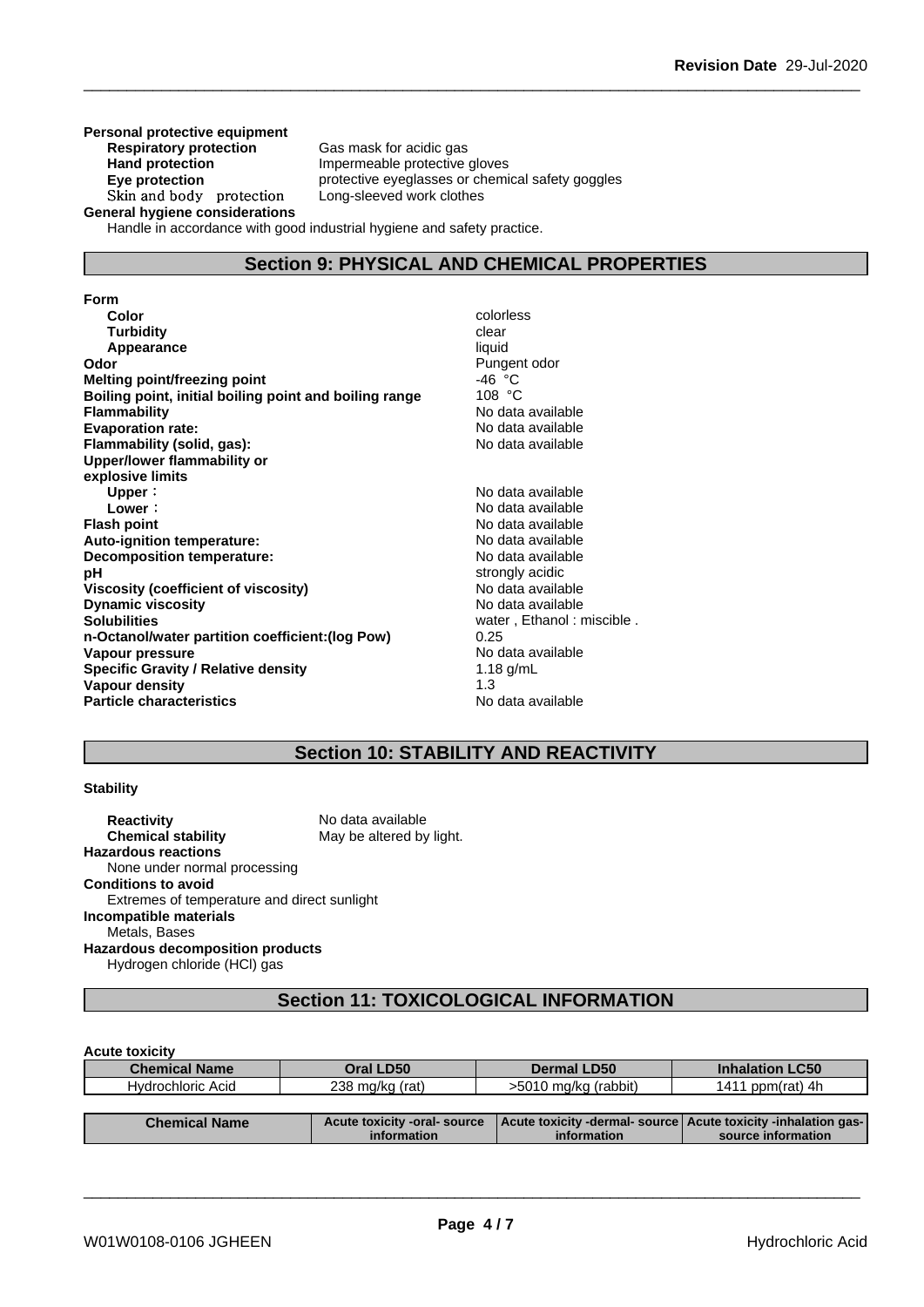**Personal protective equipment**

| | |
|---|---|
| **Respiratory protection** | Gas mask for acidic gas |
| **Hand protection** | Impermeable protective gloves |
| **Eye protection** | protective eyeglasses or chemical safety goggles |
| Skin and body protection | Long-sleeved work clothes |

**General hygiene considerations**

Handle in accordance with good industrial hygiene and safety practice.

## Section 9: PHYSICAL AND CHEMICAL PROPERTIES

| | |
|---|---|
| **Form** | |
| **Color** | colorless |
| **Turbidity** | clear |
| **Appearance** | liquid |
| **Odor** | Pungent odor |
| **Melting point/freezing point** | -46 °C |
| **Boiling point, initial boiling point and boiling range** | 108 °C |
| **Flammability** | No data available |
| **Evaporation rate:** | No data available |
| **Flammability (solid, gas):** | No data available |
| **Upper/lower flammability or explosive limits** | |
| **Upper** : | No data available |
| **Lower** : | No data available |
| **Flash point** | No data available |
| **Auto-ignition temperature:** | No data available |
| **Decomposition temperature:** | No data available |
| **pH** | strongly acidic |
| **Viscosity (coefficient of viscosity)** | No data available |
| **Dynamic viscosity** | No data available |
| **Solubilities** | water , Ethanol : miscible . |
| **n-Octanol/water partition coefficient:(log Pow)** | 0.25 |
| **Vapour pressure** | No data available |
| **Specific Gravity / Relative density** | 1.18 g/mL |
| **Vapour density** | 1.3 |
| **Particle characteristics** | No data available |

## Section 10: STABILITY AND REACTIVITY

**Stability**

| | |
|---|---|
| **Reactivity** | No data available |
| **Chemical stability** | May be altered by light. |

**Hazardous reactions**

None under normal processing

**Conditions to avoid**

Extremes of temperature and direct sunlight

**Incompatible materials**

Metals, Bases

**Hazardous decomposition products**

Hydrogen chloride (HCl) gas

## Section 11: TOXICOLOGICAL INFORMATION

**Acute toxicity**

| Chemical Name | Oral LD50 | Dermal LD50 | Inhalation LC50 |
|---|---|---|---|
| Hydrochloric Acid | 238 mg/kg (rat) | >5010 mg/kg (rabbit) | 1411 ppm(rat) 4h |

| Chemical Name | Acute toxicity -oral- source information | Acute toxicity -dermal- source information | Acute toxicity -inhalation gas- source information |
|---|---|---|---|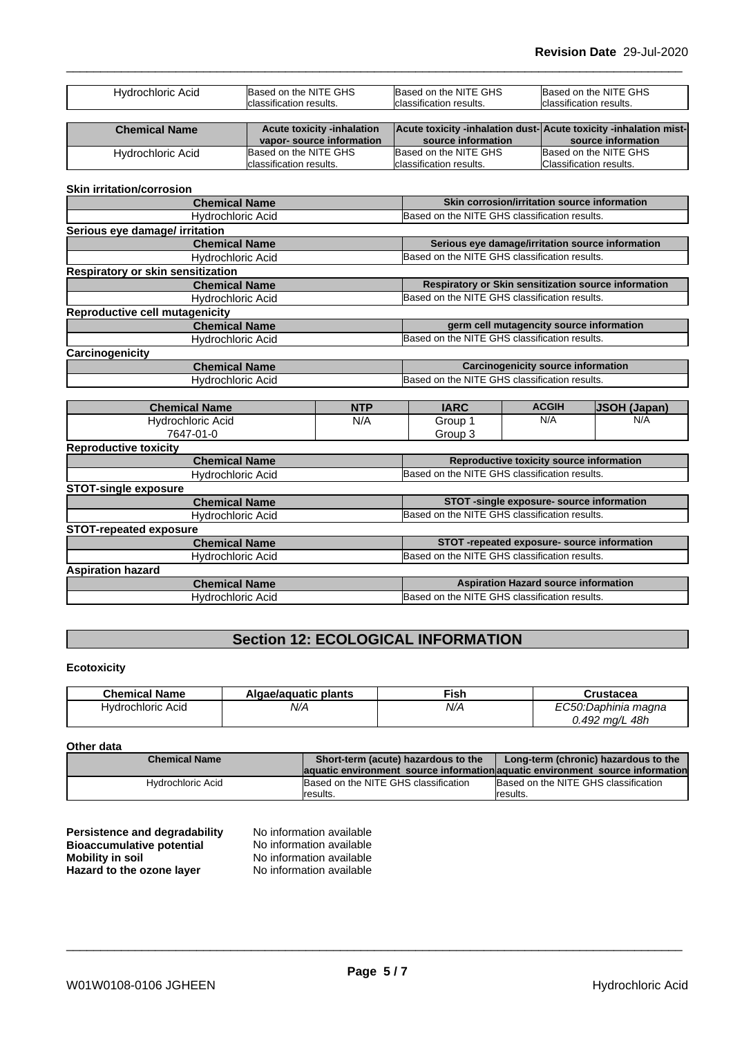| Hydrochloric Acid | Based on the NITE GHS classification results. | Based on the NITE GHS classification results. | Based on the NITE GHS classification results. |
|---|---|---|---|

| Chemical Name | Acute toxicity -inhalation vapor- source information | Acute toxicity -inhalation dust-source information | Acute toxicity -inhalation mist-source information |
|---|---|---|---|
| Hydrochloric Acid | Based on the NITE GHS classification results. | Based on the NITE GHS classification results. | Based on the NITE GHS Classification results. |

**Skin irritation/corrosion**

| Chemical Name | Skin corrosion/irritation source information |
|---|---|
| Hydrochloric Acid | Based on the NITE GHS classification results. |

**Serious eye damage/ irritation**

| Chemical Name | Serious eye damage/irritation source information |
|---|---|
| Hydrochloric Acid | Based on the NITE GHS classification results. |

**Respiratory or skin sensitization**

| Chemical Name | Respiratory or Skin sensitization source information |
|---|---|
| Hydrochloric Acid | Based on the NITE GHS classification results. |

**Reproductive cell mutagenicity**

| Chemical Name | germ cell mutagencity source information |
|---|---|
| Hydrochloric Acid | Based on the NITE GHS classification results. |

**Carcinogenicity**

| Chemical Name | Carcinogenicity source information |
|---|---|
| Hydrochloric Acid | Based on the NITE GHS classification results. |

| Chemical Name | NTP | IARC | ACGIH | JSOH (Japan) |
|---|---|---|---|---|
| Hydrochloric Acid<br>7647-01-0 | N/A | Group 1<br>Group 3 | N/A | N/A |

**Reproductive toxicity**

| Chemical Name | Reproductive toxicity source information |
|---|---|
| Hydrochloric Acid | Based on the NITE GHS classification results. |

**STOT-single exposure**

| Chemical Name | STOT -single exposure- source information |
|---|---|
| Hydrochloric Acid | Based on the NITE GHS classification results. |

**STOT-repeated exposure**

| Chemical Name | STOT -repeated exposure- source information |
|---|---|
| Hydrochloric Acid | Based on the NITE GHS classification results. |

**Aspiration hazard**

| Chemical Name | Aspiration Hazard source information |
|---|---|
| Hydrochloric Acid | Based on the NITE GHS classification results. |

## Section 12: ECOLOGICAL INFORMATION

**Ecotoxicity**

| Chemical Name | Algae/aquatic plants | Fish | Crustacea |
|---|---|---|---|
| Hydrochloric Acid | *N/A* | *N/A* | *EC50:Daphinia magna 0.492 mg/L 48h* |

**Other data**

| Chemical Name | Short-term (acute) hazardous to the aquatic environment source information | Long-term (chronic) hazardous to the aquatic environment source information |
|---|---|---|
| Hydrochloric Acid | Based on the NITE GHS classification results. | Based on the NITE GHS classification results. |

**Persistence and degradability** No information available
**Bioaccumulative potential** No information available
**Mobility in soil** No information available
**Hazard to the ozone layer** No information available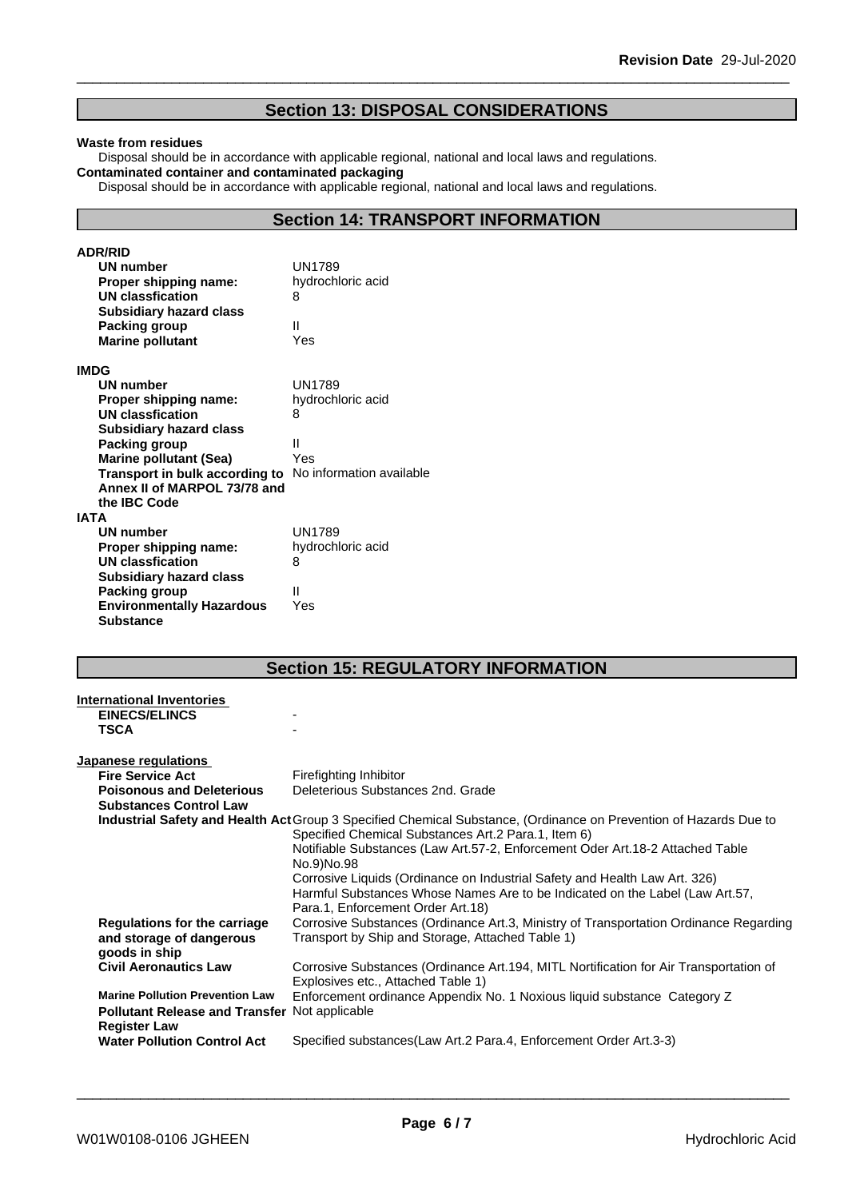## Section 13: DISPOSAL CONSIDERATIONS

**Waste from residues**

Disposal should be in accordance with applicable regional, national and local laws and regulations.

**Contaminated container and contaminated packaging**

Disposal should be in accordance with applicable regional, national and local laws and regulations.

## Section 14: TRANSPORT INFORMATION

**ADR/RID**

| | |
|---|---|
| **UN number** | UN1789 |
| **Proper shipping name:** | hydrochloric acid |
| **UN classfication** | 8 |
| **Subsidiary hazard class** | |
| **Packing group** | II |
| **Marine pollutant** | Yes |

**IMDG**

| | |
|---|---|
| **UN number** | UN1789 |
| **Proper shipping name:** | hydrochloric acid |
| **UN classfication** | 8 |
| **Subsidiary hazard class** | |
| **Packing group** | II |
| **Marine pollutant (Sea)** | Yes |
| **Transport in bulk according to Annex II of MARPOL 73/78 and the IBC Code** | No information available |

**IATA**

| | |
|---|---|
| **UN number** | UN1789 |
| **Proper shipping name:** | hydrochloric acid |
| **UN classfication** | 8 |
| **Subsidiary hazard class** | |
| **Packing group** | II |
| **Environmentally Hazardous Substance** | Yes |

## Section 15: REGULATORY INFORMATION

**International Inventories**

| | |
|---|---|
| **EINECS/ELINCS** | - |
| **TSCA** | - |

**Japanese regulations**

| | |
|---|---|
| **Fire Service Act** | Firefighting Inhibitor |
| **Poisonous and Deleterious Substances Control Law** | Deleterious Substances 2nd. Grade |
| **Industrial Safety and Health Act** | Group 3 Specified Chemical Substance, (Ordinance on Prevention of Hazards Due to Specified Chemical Substances Art.2 Para.1, Item 6)<br>Notifiable Substances (Law Art.57-2, Enforcement Oder Art.18-2 Attached Table No.9)No.98<br>Corrosive Liquids (Ordinance on Industrial Safety and Health Law Art. 326)<br>Harmful Substances Whose Names Are to be Indicated on the Label (Law Art.57, Para.1, Enforcement Order Art.18) |
| **Regulations for the carriage and storage of dangerous goods in ship** | Corrosive Substances (Ordinance Art.3, Ministry of Transportation Ordinance Regarding Transport by Ship and Storage, Attached Table 1) |
| **Civil Aeronautics Law** | Corrosive Substances (Ordinance Art.194, MITL Nortification for Air Transportation of Explosives etc., Attached Table 1) |
| **Marine Pollution Prevention Law** | Enforcement ordinance Appendix No. 1 Noxious liquid substance Category Z |
| **Pollutant Release and Transfer Register Law** | Not applicable |
| **Water Pollution Control Act** | Specified substances(Law Art.2 Para.4, Enforcement Order Art.3-3) |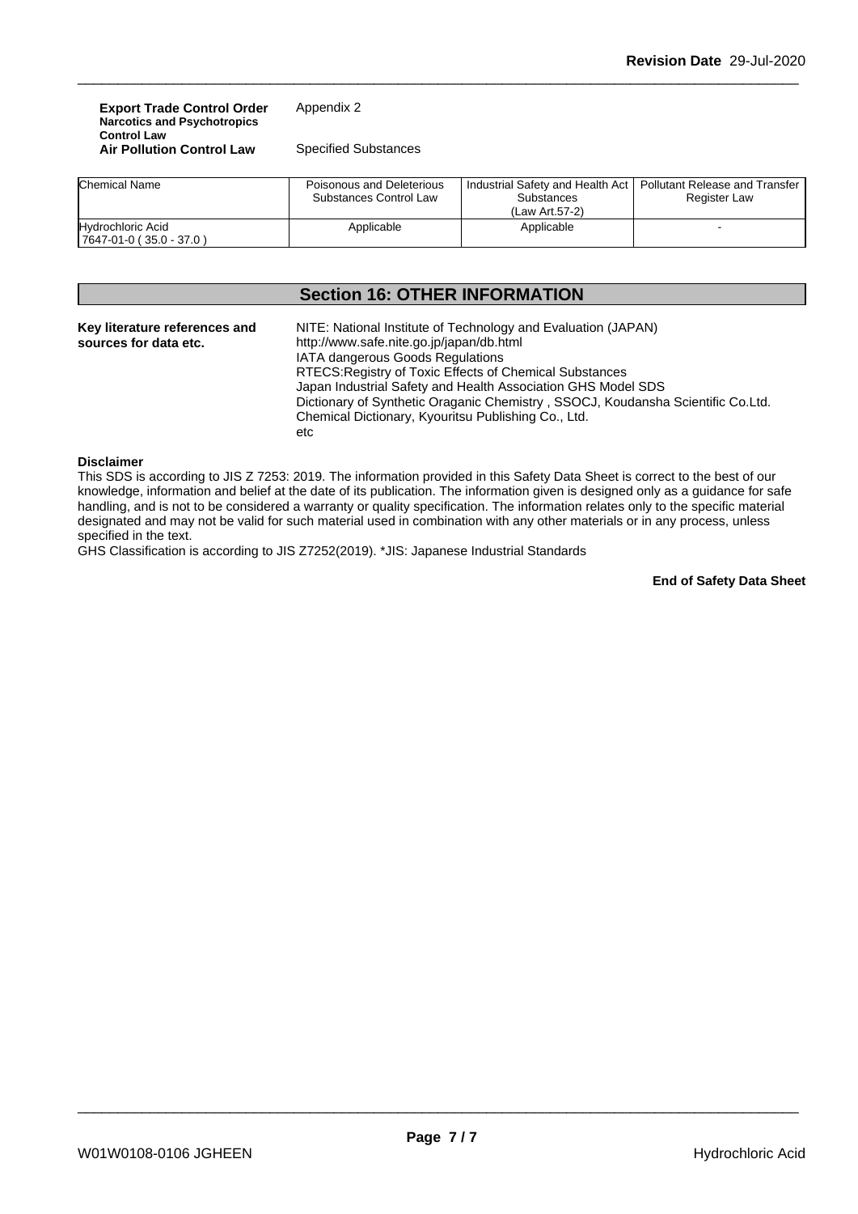**Export Trade Control Order** Appendix 2

**Narcotics and Psychotropics Control Law**

**Air Pollution Control Law** Specified Substances

| Chemical Name | Poisonous and Deleterious Substances Control Law | Industrial Safety and Health Act Substances (Law Art.57-2) | Pollutant Release and Transfer Register Law |
|---|---|---|---|
| Hydrochloric Acid 7647-01-0 ( 35.0 - 37.0 ) | Applicable | Applicable | - |

## Section 16: OTHER INFORMATION

**Key literature references and sources for data etc.**

NITE: National Institute of Technology and Evaluation (JAPAN)
http://www.safe.nite.go.jp/japan/db.html
IATA dangerous Goods Regulations
RTECS:Registry of Toxic Effects of Chemical Substances
Japan Industrial Safety and Health Association GHS Model SDS
Dictionary of Synthetic Oraganic Chemistry , SSOCJ, Koudansha Scientific Co.Ltd.
Chemical Dictionary, Kyouritsu Publishing Co., Ltd.
etc

**Disclaimer**

This SDS is according to JIS Z 7253: 2019. The information provided in this Safety Data Sheet is correct to the best of our knowledge, information and belief at the date of its publication. The information given is designed only as a guidance for safe handling, and is not to be considered a warranty or quality specification. The information relates only to the specific material designated and may not be valid for such material used in combination with any other materials or in any process, unless specified in the text.

GHS Classification is according to JIS Z7252(2019). *JIS: Japanese Industrial Standards

**End of Safety Data Sheet**